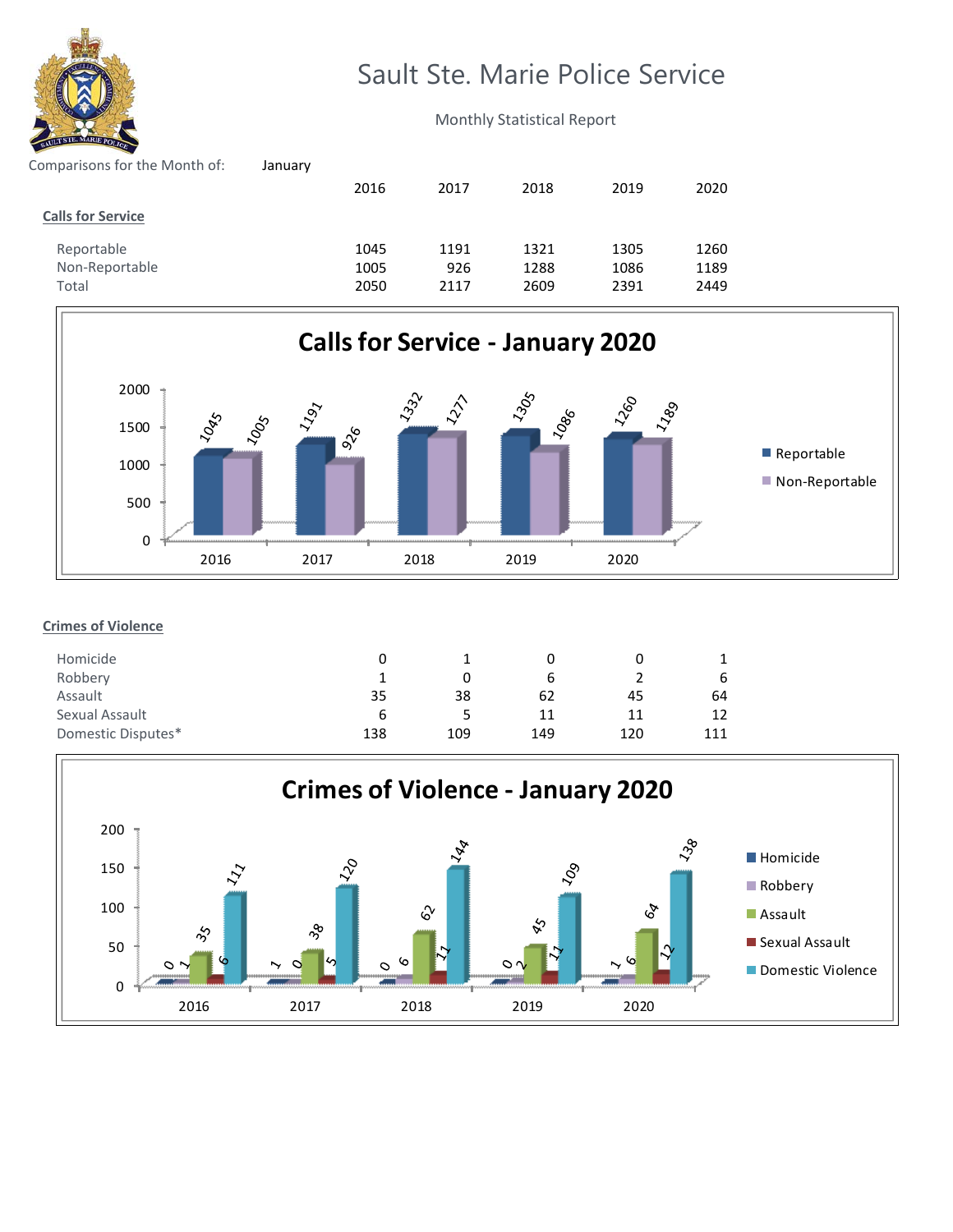# Sault Ste. Marie Police Service

Monthly Statistical Report

Comparisons for the Month of: January

| | 2016 | 2017 | 2018 | 2019 | 2020 |
|---|---|---|---|---|---|
| **Calls for Service** | | | | | |
| Reportable | 1045 | 1191 | 1321 | 1305 | 1260 |
| Non-Reportable | 1005 | 926 | 1288 | 1086 | 1189 |
| Total | 2050 | 2117 | 2609 | 2391 | 2449 |

## Calls for Service - January 2020

| | Reportable | Non-Reportable |
|---|---|---|
| 2016 | 1045 | 1005 |
| 2017 | 1191 | 926 |
| 2018 | 1332 | 1277 |
| 2019 | 1305 | 1086 |
| 2020 | 1260 | 1189 |

| | 2016 | 2017 | 2018 | 2019 | 2020 |
|---|---|---|---|---|---|
| **Crimes of Violence** | | | | | |
| Homicide | 0 | 1 | 0 | 0 | 1 |
| Robbery | 1 | 0 | 6 | 2 | 6 |
| Assault | 35 | 38 | 62 | 45 | 64 |
| Sexual Assault | 6 | 5 | 11 | 11 | 12 |
| Domestic Disputes* | 138 | 109 | 149 | 120 | 111 |

## Crimes of Violence - January 2020

| | Homicide | Robbery | Assault | Sexual Assault | Domestic Violence |
|---|---|---|---|---|---|
| 2016 | 0 | 1 | 35 | 6 | 111 |
| 2017 | 1 | 0 | 38 | 5 | 120 |
| 2018 | 0 | 6 | 62 | 11 | 144 |
| 2019 | 0 | 2 | 45 | 11 | 109 |
| 2020 | 1 | 6 | 64 | 12 | 138 |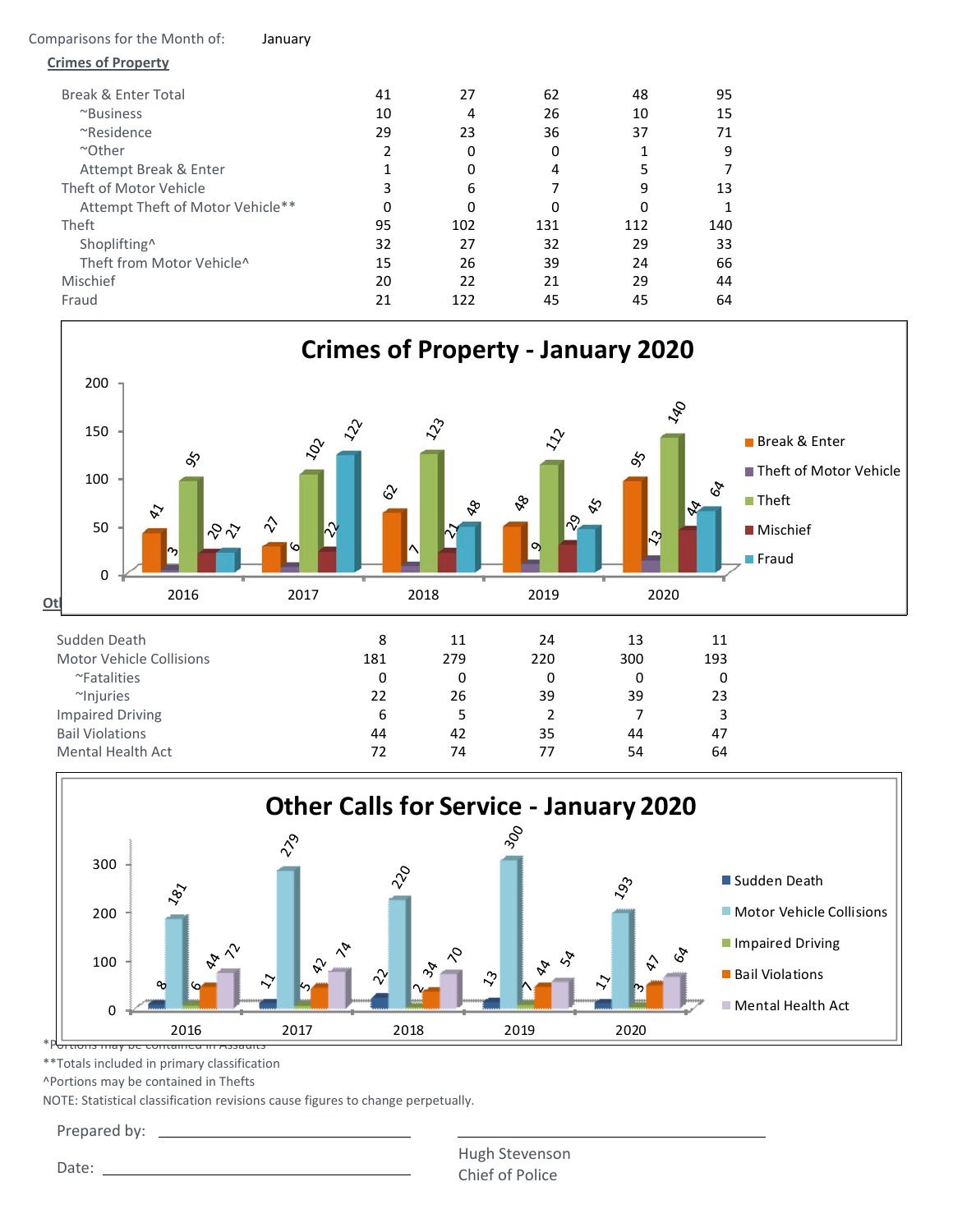Comparisons for the Month of: January

**Crimes of Property**

| | | | | | |
|---|---|---|---|---|---|
| Break & Enter Total | 41 | 27 | 62 | 48 | 95 |
| ~Business | 10 | 4 | 26 | 10 | 15 |
| ~Residence | 29 | 23 | 36 | 37 | 71 |
| ~Other | 2 | 0 | 0 | 1 | 9 |
| Attempt Break & Enter | 1 | 0 | 4 | 5 | 7 |
| Theft of Motor Vehicle | 3 | 6 | 7 | 9 | 13 |
| Attempt Theft of Motor Vehicle** | 0 | 0 | 0 | 0 | 1 |
| Theft | 95 | 102 | 131 | 112 | 140 |
| Shoplifting^ | 32 | 27 | 32 | 29 | 33 |
| Theft from Motor Vehicle^ | 15 | 26 | 39 | 24 | 66 |
| Mischief | 20 | 22 | 21 | 29 | 44 |
| Fraud | 21 | 122 | 45 | 45 | 64 |

**Crimes of Property - January 2020**

200
150
100
50
0

2016: 41, 3, 95, 20, 21
2017: 27, 6, 102, 22, 122
2018: 62, 7, 123, 21, 48
2019: 48, 9, 112, 29, 45
2020: 95, 13, 140, 44, 64

Break & Enter
Theft of Motor Vehicle
Theft
Mischief
Fraud

| | | | | | |
|---|---|---|---|---|---|
| Sudden Death | 8 | 11 | 24 | 13 | 11 |
| Motor Vehicle Collisions | 181 | 279 | 220 | 300 | 193 |
| ~Fatalities | 0 | 0 | 0 | 0 | 0 |
| ~Injuries | 22 | 26 | 39 | 39 | 23 |
| Impaired Driving | 6 | 5 | 2 | 7 | 3 |
| Bail Violations | 44 | 42 | 35 | 44 | 47 |
| Mental Health Act | 72 | 74 | 77 | 54 | 64 |

**Other Calls for Service - January 2020**

300
200
100
0

2016: 8, 181, 6, 44, 72
2017: 11, 279, 5, 42, 74
2018: 22, 220, 2, 34, 70
2019: 13, 300, 7, 44, 54
2020: 11, 193, 3, 47, 64

Sudden Death
Motor Vehicle Collisions
Impaired Driving
Bail Violations
Mental Health Act

*Portions may be contained in Assaults
**Totals included in primary classification
^Portions may be contained in Thefts
NOTE: Statistical classification revisions cause figures to change perpetually.

Prepared by: \_\_\_\_\_\_\_\_\_\_\_\_\_\_\_\_\_\_\_\_

Date: \_\_\_\_\_\_\_\_\_\_\_\_\_\_\_\_\_\_\_\_

\_\_\_\_\_\_\_\_\_\_\_\_\_\_\_\_\_\_\_\_
Hugh Stevenson
Chief of Police